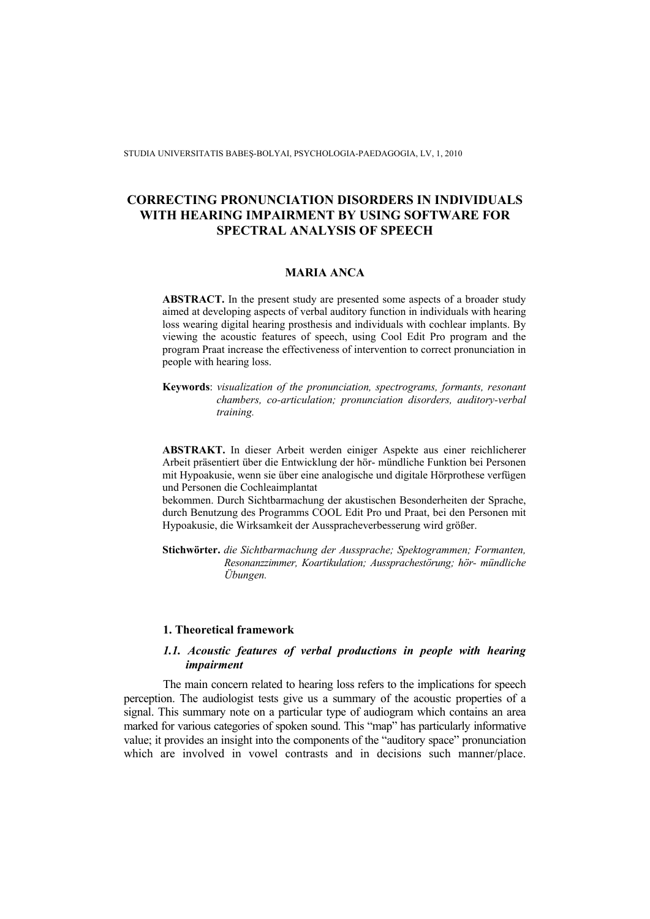# CORRECTING PRONUNCIATION DISORDERS IN INDIVIDUALS WITH HEARING IMPAIRMENT BY USING SOFTWARE FOR SPECTRAL ANALYSIS OF SPEECH

**MARIA ANCA**

**ABSTRACT.** In the present study are presented some aspects of a broader study aimed at developing aspects of verbal auditory function in individuals with hearing loss wearing digital hearing prosthesis and individuals with cochlear implants. By viewing the acoustic features of speech, using Cool Edit Pro program and the program Praat increase the effectiveness of intervention to correct pronunciation in people with hearing loss.

**Keywords**: *visualization of the pronunciation, spectrograms, formants, resonant chambers, co-articulation; pronunciation disorders, auditory-verbal training.*

**ABSTRAKT.** In dieser Arbeit werden einiger Aspekte aus einer reichlicherer Arbeit präsentiert über die Entwicklung der hör- mündliche Funktion bei Personen mit Hypoakusie, wenn sie über eine analogische und digitale Hörprothese verfügen und Personen die Cochleaimplantat bekommen. Durch Sichtbarmachung der akustischen Besonderheiten der Sprache, durch Benutzung des Programms COOL Edit Pro und Praat, bei den Personen mit Hypoakusie, die Wirksamkeit der Ausspracheverbesserung wird größer.

**Stichwörter.** *die Sichtbarmachung der Aussprache; Spektogrammen; Formanten, Resonanzzimmer, Koartikulation; Aussprachestörung; hör- mündliche Übungen.*

## 1. Theoretical framework

### *1.1. Acoustic features of verbal productions in people with hearing impairment*

The main concern related to hearing loss refers to the implications for speech perception. The audiologist tests give us a summary of the acoustic properties of a signal. This summary note on a particular type of audiogram which contains an area marked for various categories of spoken sound. This "map" has particularly informative value; it provides an insight into the components of the "auditory space" pronunciation which are involved in vowel contrasts and in decisions such manner/place.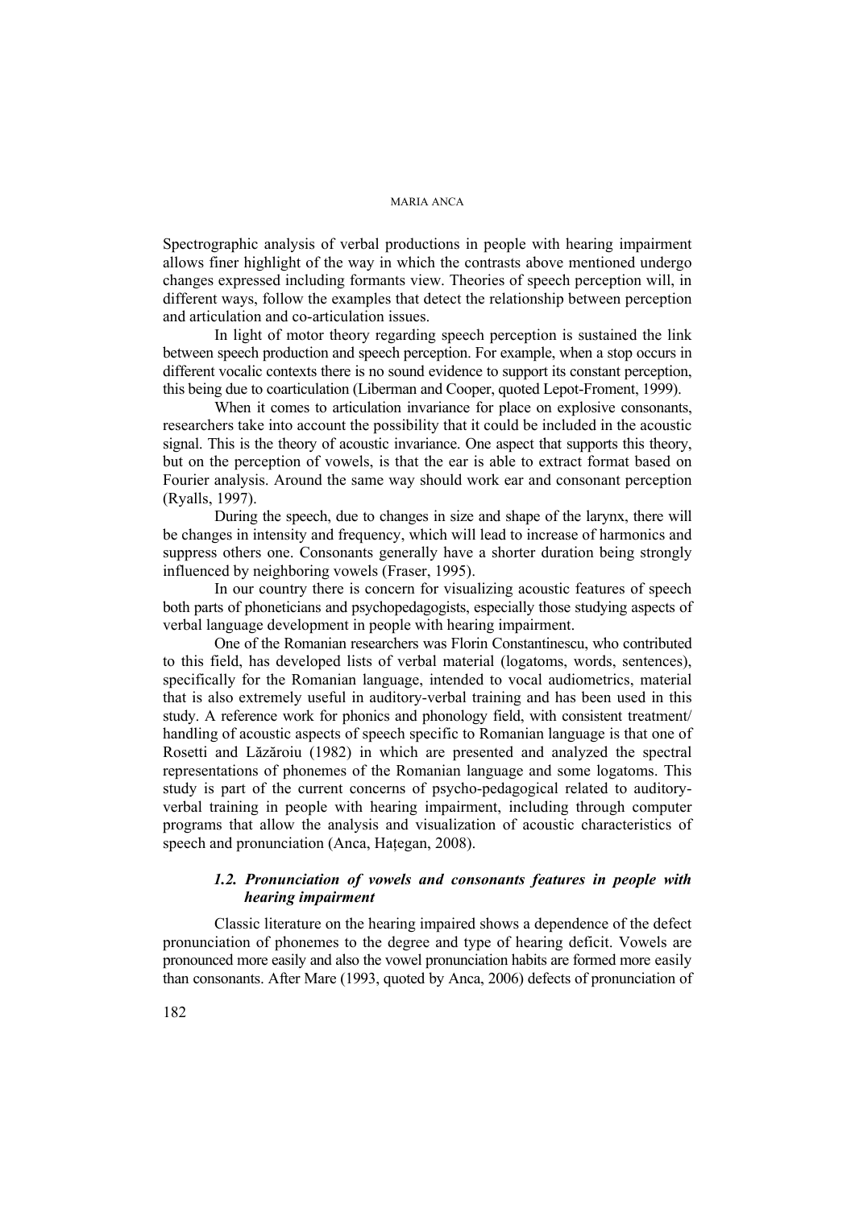Spectrographic analysis of verbal productions in people with hearing impairment allows finer highlight of the way in which the contrasts above mentioned undergo changes expressed including formants view. Theories of speech perception will, in different ways, follow the examples that detect the relationship between perception and articulation and co-articulation issues.

In light of motor theory regarding speech perception is sustained the link between speech production and speech perception. For example, when a stop occurs in different vocalic contexts there is no sound evidence to support its constant perception, this being due to coarticulation (Liberman and Cooper, quoted Lepot-Froment, 1999).

When it comes to articulation invariance for place on explosive consonants, researchers take into account the possibility that it could be included in the acoustic signal. This is the theory of acoustic invariance. One aspect that supports this theory, but on the perception of vowels, is that the ear is able to extract format based on Fourier analysis. Around the same way should work ear and consonant perception (Ryalls, 1997).

During the speech, due to changes in size and shape of the larynx, there will be changes in intensity and frequency, which will lead to increase of harmonics and suppress others one. Consonants generally have a shorter duration being strongly influenced by neighboring vowels (Fraser, 1995).

In our country there is concern for visualizing acoustic features of speech both parts of phoneticians and psychopedagogists, especially those studying aspects of verbal language development in people with hearing impairment.

One of the Romanian researchers was Florin Constantinescu, who contributed to this field, has developed lists of verbal material (logatoms, words, sentences), specifically for the Romanian language, intended to vocal audiometrics, material that is also extremely useful in auditory-verbal training and has been used in this study. A reference work for phonics and phonology field, with consistent treatment/ handling of acoustic aspects of speech specific to Romanian language is that one of Rosetti and Lăzăroiu (1982) in which are presented and analyzed the spectral representations of phonemes of the Romanian language and some logatoms. This study is part of the current concerns of psycho-pedagogical related to auditory-verbal training in people with hearing impairment, including through computer programs that allow the analysis and visualization of acoustic characteristics of speech and pronunciation (Anca, Hațegan, 2008).

### *1.2. Pronunciation of vowels and consonants features in people with hearing impairment*

Classic literature on the hearing impaired shows a dependence of the defect pronunciation of phonemes to the degree and type of hearing deficit. Vowels are pronounced more easily and also the vowel pronunciation habits are formed more easily than consonants. After Mare (1993, quoted by Anca, 2006) defects of pronunciation of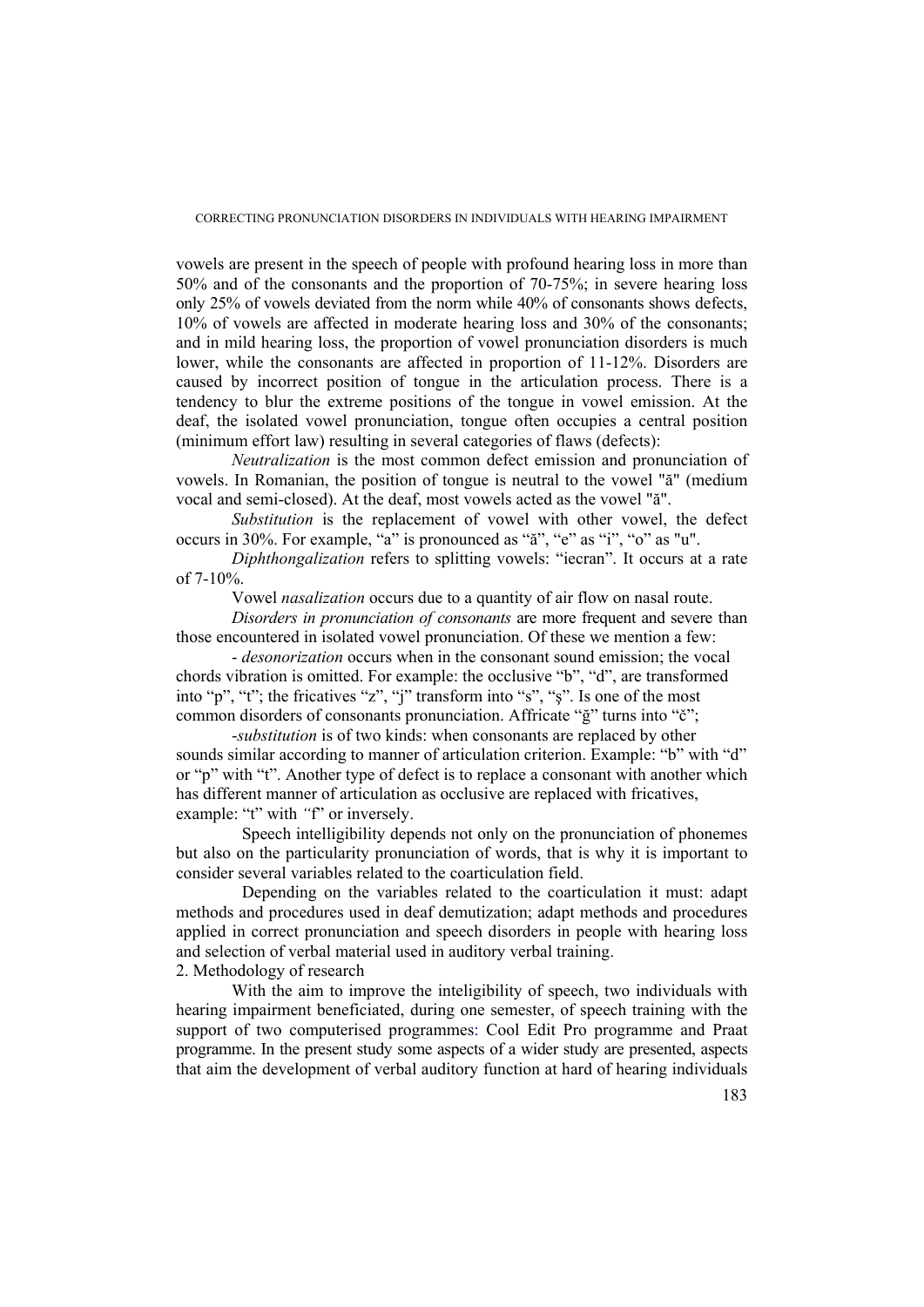vowels are present in the speech of people with profound hearing loss in more than 50% and of the consonants and the proportion of 70-75%; in severe hearing loss only 25% of vowels deviated from the norm while 40% of consonants shows defects, 10% of vowels are affected in moderate hearing loss and 30% of the consonants; and in mild hearing loss, the proportion of vowel pronunciation disorders is much lower, while the consonants are affected in proportion of 11-12%. Disorders are caused by incorrect position of tongue in the articulation process. There is a tendency to blur the extreme positions of the tongue in vowel emission. At the deaf, the isolated vowel pronunciation, tongue often occupies a central position (minimum effort law) resulting in several categories of flaws (defects):

*Neutralization* is the most common defect emission and pronunciation of vowels. In Romanian, the position of tongue is neutral to the vowel "ă" (medium vocal and semi-closed). At the deaf, most vowels acted as the vowel "ă".

*Substitution* is the replacement of vowel with other vowel, the defect occurs in 30%. For example, "a" is pronounced as "ă", "e" as "i", "o" as "u".

*Diphthongalization* refers to splitting vowels: "iecran". It occurs at a rate of 7-10%.

Vowel *nasalization* occurs due to a quantity of air flow on nasal route.

*Disorders in pronunciation of consonants* are more frequent and severe than those encountered in isolated vowel pronunciation. Of these we mention a few:

- *desonorization* occurs when in the consonant sound emission; the vocal chords vibration is omitted. For example: the occlusive "b", "d", are transformed into "p", "t"; the fricatives "z", "j" transform into "s", "ş". Is one of the most common disorders of consonants pronunciation. Affricate "ğ" turns into "č";

-*substitution* is of two kinds: when consonants are replaced by other sounds similar according to manner of articulation criterion. Example: "b" with "d" or "p" with "t". Another type of defect is to replace a consonant with another which has different manner of articulation as occlusive are replaced with fricatives, example: "t" with "f" or inversely.

Speech intelligibility depends not only on the pronunciation of phonemes but also on the particularity pronunciation of words, that is why it is important to consider several variables related to the coarticulation field.

Depending on the variables related to the coarticulation it must: adapt methods and procedures used in deaf demutization; adapt methods and procedures applied in correct pronunciation and speech disorders in people with hearing loss and selection of verbal material used in auditory verbal training.

## 2. Methodology of research

With the aim to improve the inteligibility of speech, two individuals with hearing impairment beneficiated, during one semester, of speech training with the support of two computerised programmes: Cool Edit Pro programme and Praat programme. In the present study some aspects of a wider study are presented, aspects that aim the development of verbal auditory function at hard of hearing individuals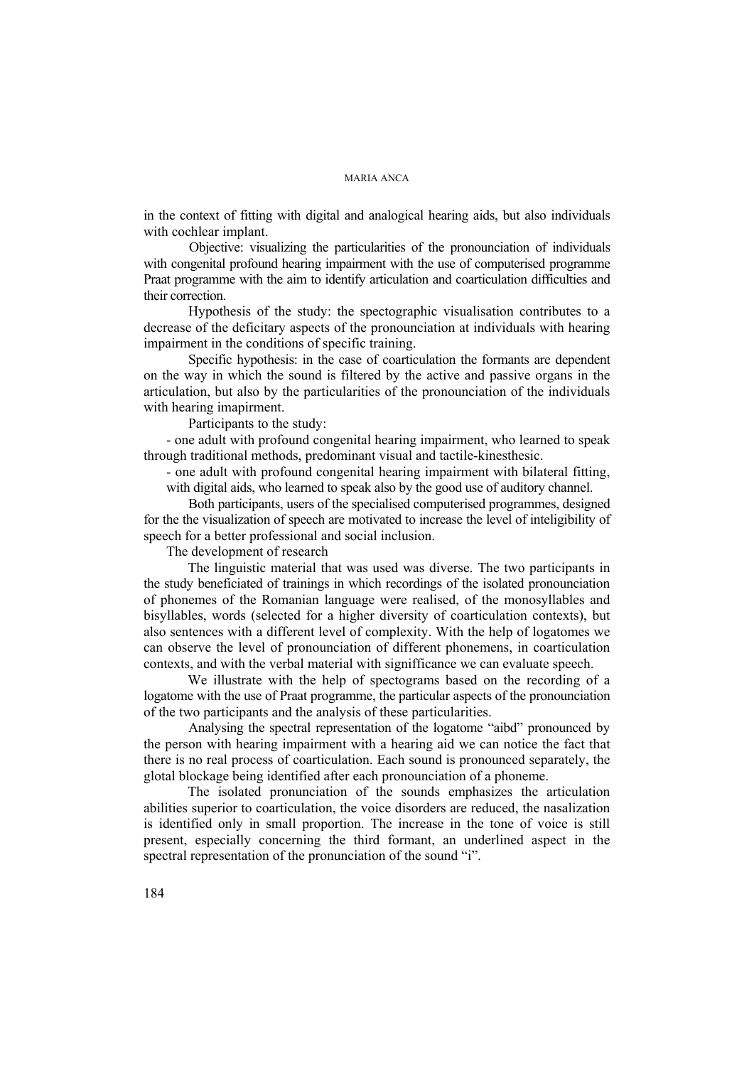in the context of fitting with digital and analogical hearing aids, but also individuals with cochlear implant.

Objective: visualizing the particularities of the pronounciation of individuals with congenital profound hearing impairment with the use of computerised programme Praat programme with the aim to identify articulation and coarticulation difficulties and their correction.

Hypothesis of the study: the spectographic visualisation contributes to a decrease of the deficitary aspects of the pronounciation at individuals with hearing impairment in the conditions of specific training.

Specific hypothesis: in the case of coarticulation the formants are dependent on the way in which the sound is filtered by the active and passive organs in the articulation, but also by the particularities of the pronounciation of the individuals with hearing imapirment.

Participants to the study:

- one adult with profound congenital hearing impairment, who learned to speak through traditional methods, predominant visual and tactile-kinesthesic.
- one adult with profound congenital hearing impairment with bilateral fitting, with digital aids, who learned to speak also by the good use of auditory channel.

Both participants, users of the specialised computerised programmes, designed for the the visualization of speech are motivated to increase the level of inteligibility of speech for a better professional and social inclusion.

The development of research

The linguistic material that was used was diverse. The two participants in the study beneficiated of trainings in which recordings of the isolated pronounciation of phonemes of the Romanian language were realised, of the monosyllables and bisyllables, words (selected for a higher diversity of coarticulation contexts), but also sentences with a different level of complexity. With the help of logatomes we can observe the level of pronounciation of different phonemens, in coarticulation contexts, and with the verbal material with signifficance we can evaluate speech.

We illustrate with the help of spectograms based on the recording of a logatome with the use of Praat programme, the particular aspects of the pronounciation of the two participants and the analysis of these particularities.

Analysing the spectral representation of the logatome "aibd" pronounced by the person with hearing impairment with a hearing aid we can notice the fact that there is no real process of coarticulation. Each sound is pronounced separately, the glotal blockage being identified after each pronounciation of a phoneme.

The isolated pronunciation of the sounds emphasizes the articulation abilities superior to coarticulation, the voice disorders are reduced, the nasalization is identified only in small proportion. The increase in the tone of voice is still present, especially concerning the third formant, an underlined aspect in the spectral representation of the pronunciation of the sound "i".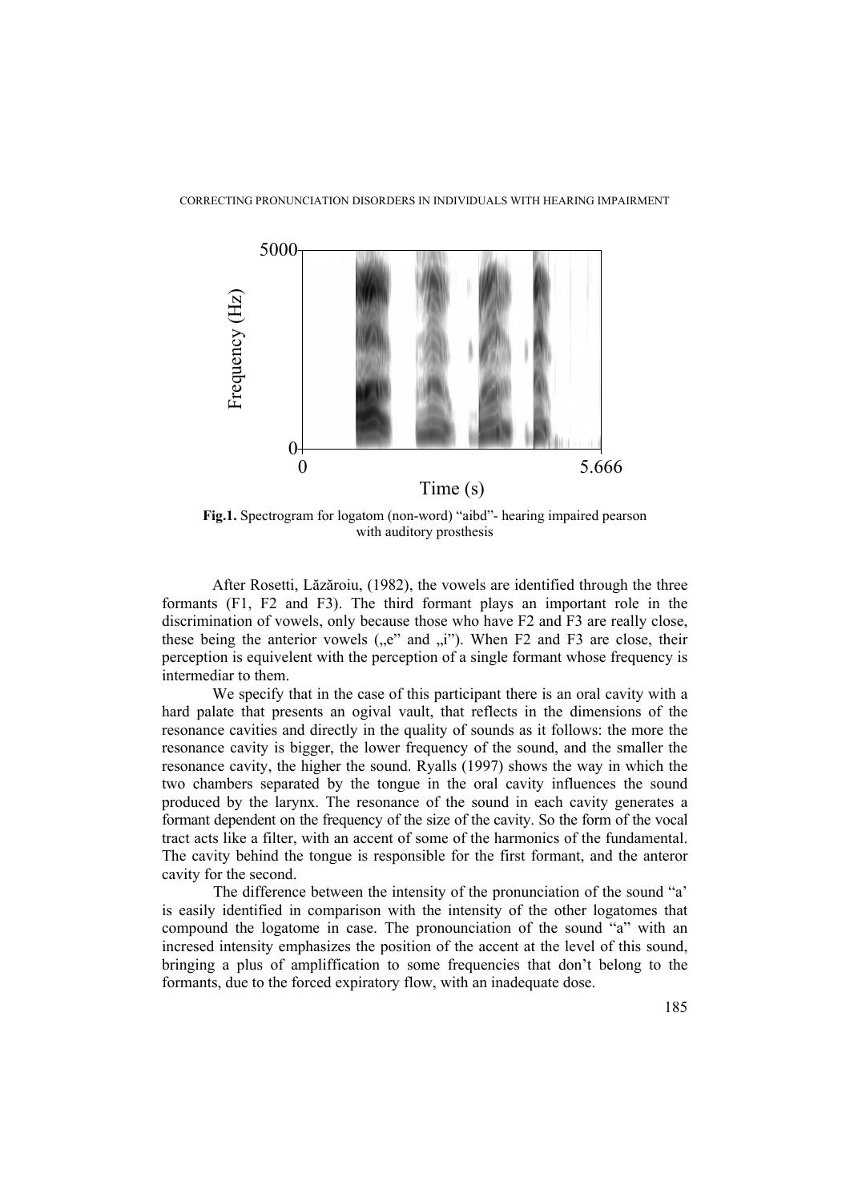**Fig.1.** Spectrogram for logatom (non-word) "aibd"- hearing impaired pearson with auditory prosthesis

After Rosetti, Lăzăroiu, (1982), the vowels are identified through the three formants (F1, F2 and F3). The third formant plays an important role in the discrimination of vowels, only because those who have F2 and F3 are really close, these being the anterior vowels („e" and „i"). When F2 and F3 are close, their perception is equivelent with the perception of a single formant whose frequency is intermediar to them.

We specify that in the case of this participant there is an oral cavity with a hard palate that presents an ogival vault, that reflects in the dimensions of the resonance cavities and directly in the quality of sounds as it follows: the more the resonance cavity is bigger, the lower frequency of the sound, and the smaller the resonance cavity, the higher the sound. Ryalls (1997) shows the way in which the two chambers separated by the tongue in the oral cavity influences the sound produced by the larynx. The resonance of the sound in each cavity generates a formant dependent on the frequency of the size of the cavity. So the form of the vocal tract acts like a filter, with an accent of some of the harmonics of the fundamental. The cavity behind the tongue is responsible for the first formant, and the anteror cavity for the second.

The difference between the intensity of the pronunciation of the sound "a' is easily identified in comparison with the intensity of the other logatomes that compound the logatome in case. The pronounciation of the sound "a" with an incresed intensity emphasizes the position of the accent at the level of this sound, bringing a plus of ampliffication to some frequencies that don't belong to the formants, due to the forced expiratory flow, with an inadequate dose.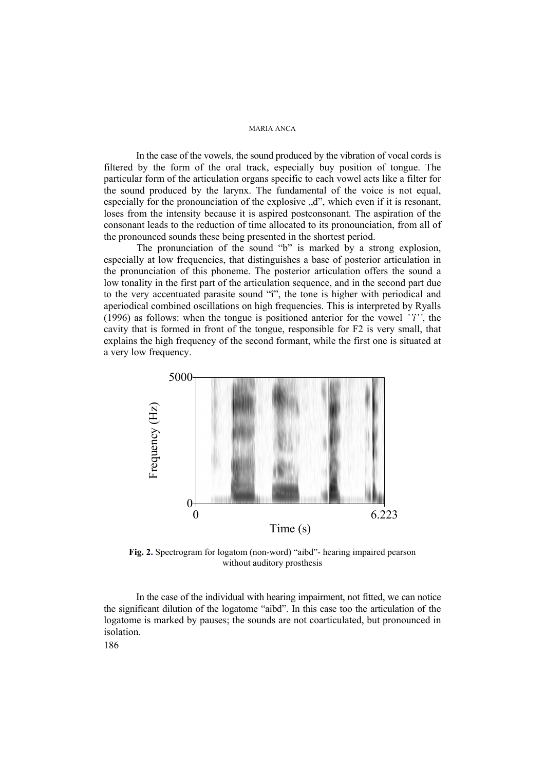In the case of the vowels, the sound produced by the vibration of vocal cords is filtered by the form of the oral track, especially buy position of tongue. The particular form of the articulation organs specific to each vowel acts like a filter for the sound produced by the larynx. The fundamental of the voice is not equal, especially for the pronounciation of the explosive „d", which even if it is resonant, loses from the intensity because it is aspired postconsonant. The aspiration of the consonant leads to the reduction of time allocated to its pronounciation, from all of the pronounced sounds these being presented in the shortest period.

The pronunciation of the sound "b" is marked by a strong explosion, especially at low frequencies, that distinguishes a base of posterior articulation in the pronunciation of this phoneme. The posterior articulation offers the sound a low tonality in the first part of the articulation sequence, and in the second part due to the very accentuated parasite sound "î", the tone is higher with periodical and aperiodical combined oscillations on high frequencies. This is interpreted by Ryalls (1996) as follows: when the tongue is positioned anterior for the vowel *''î''*, the cavity that is formed in front of the tongue, responsible for F2 is very small, that explains the high frequency of the second formant, while the first one is situated at a very low frequency.

**Fig. 2.** Spectrogram for logatom (non-word) "aibd"- hearing impaired pearson without auditory prosthesis

In the case of the individual with hearing impairment, not fitted, we can notice the significant dilution of the logatome "aibd". In this case too the articulation of the logatome is marked by pauses; the sounds are not coarticulated, but pronounced in isolation.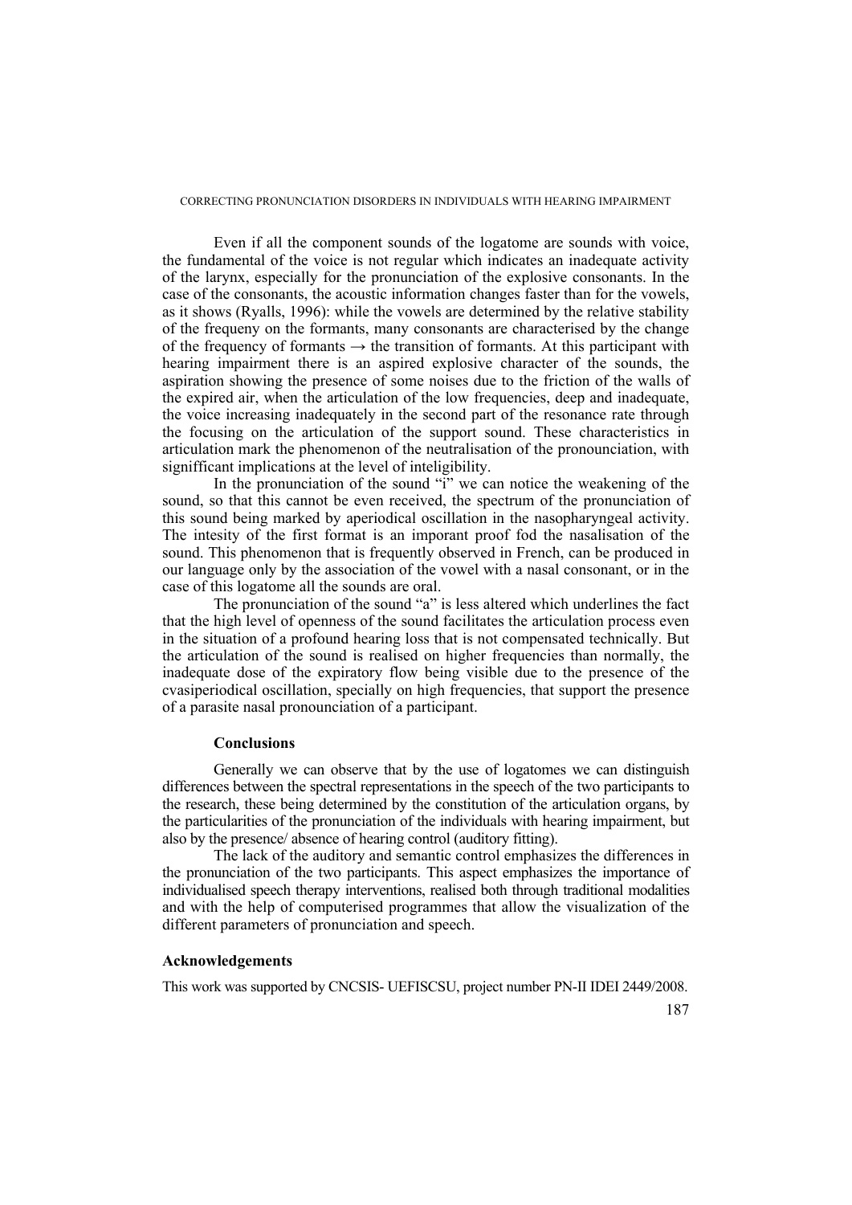Even if all the component sounds of the logatome are sounds with voice, the fundamental of the voice is not regular which indicates an inadequate activity of the larynx, especially for the pronunciation of the explosive consonants. In the case of the consonants, the acoustic information changes faster than for the vowels, as it shows (Ryalls, 1996): while the vowels are determined by the relative stability of the frequeny on the formants, many consonants are characterised by the change of the frequency of formants → the transition of formants. At this participant with hearing impairment there is an aspired explosive character of the sounds, the aspiration showing the presence of some noises due to the friction of the walls of the expired air, when the articulation of the low frequencies, deep and inadequate, the voice increasing inadequately in the second part of the resonance rate through the focusing on the articulation of the support sound. These characteristics in articulation mark the phenomenon of the neutralisation of the pronounciation, with signifficant implications at the level of inteligibility.

In the pronunciation of the sound "i" we can notice the weakening of the sound, so that this cannot be even received, the spectrum of the pronunciation of this sound being marked by aperiodical oscillation in the nasopharyngeal activity. The intesity of the first format is an imporant proof fod the nasalisation of the sound. This phenomenon that is frequently observed in French, can be produced in our language only by the association of the vowel with a nasal consonant, or in the case of this logatome all the sounds are oral.

The pronunciation of the sound "a" is less altered which underlines the fact that the high level of openness of the sound facilitates the articulation process even in the situation of a profound hearing loss that is not compensated technically. But the articulation of the sound is realised on higher frequencies than normally, the inadequate dose of the expiratory flow being visible due to the presence of the cvasiperiodical oscillation, specially on high frequencies, that support the presence of a parasite nasal pronounciation of a participant.

### Conclusions

Generally we can observe that by the use of logatomes we can distinguish differences between the spectral representations in the speech of the two participants to the research, these being determined by the constitution of the articulation organs, by the particularities of the pronunciation of the individuals with hearing impairment, but also by the presence/ absence of hearing control (auditory fitting).

The lack of the auditory and semantic control emphasizes the differences in the pronunciation of the two participants. This aspect emphasizes the importance of individualised speech therapy interventions, realised both through traditional modalities and with the help of computerised programmes that allow the visualization of the different parameters of pronunciation and speech.

## Acknowledgements

This work was supported by CNCSIS- UEFISCSU, project number PN-II IDEI 2449/2008.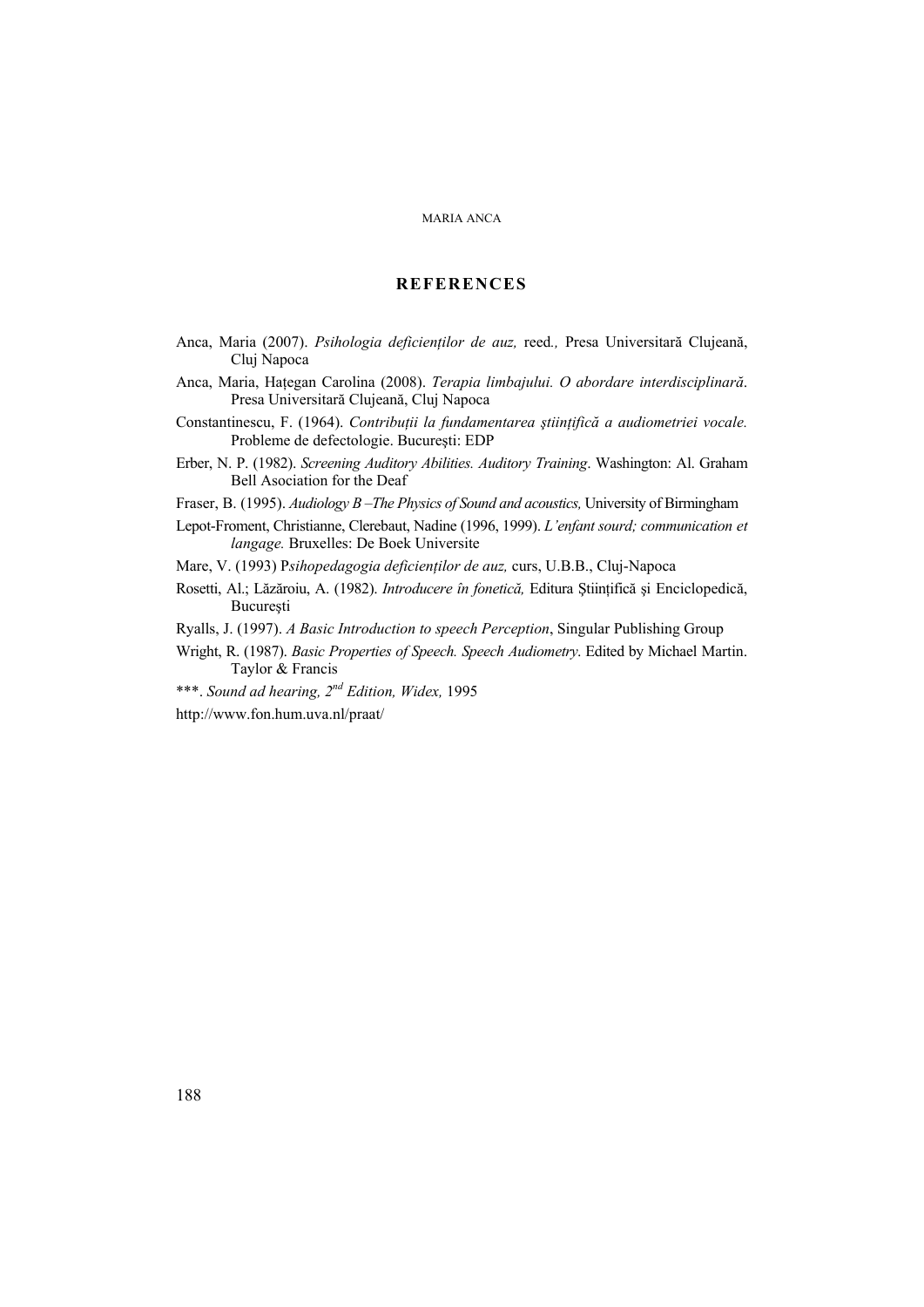## REFERENCES

Anca, Maria (2007). *Psihologia deficienților de auz,* reed.*,* Presa Universitară Clujeană, Cluj Napoca

Anca, Maria, Hațegan Carolina (2008). *Terapia limbajului. O abordare interdisciplinară*. Presa Universitară Clujeană, Cluj Napoca

Constantinescu, F. (1964). *Contribuții la fundamentarea științifică a audiometriei vocale.* Probleme de defectologie. București: EDP

Erber, N. P. (1982). *Screening Auditory Abilities. Auditory Training*. Washington: Al. Graham Bell Asociation for the Deaf

Fraser, B. (1995). *Audiology B –The Physics of Sound and acoustics,* University of Birmingham

Lepot-Froment, Christianne, Clerebaut, Nadine (1996, 1999). *L'enfant sourd; communication et langage.* Bruxelles: De Boek Universite

Mare, V. (1993) P*sihopedagogia deficienților de auz,* curs, U.B.B., Cluj-Napoca

Rosetti, Al.; Lăzăroiu, A. (1982). *Introducere în fonetică,* Editura Științifică și Enciclopedică, București

Ryalls, J. (1997). *A Basic Introduction to speech Perception*, Singular Publishing Group

Wright, R. (1987). *Basic Properties of Speech. Speech Audiometry*. Edited by Michael Martin. Taylor & Francis

\*\*\*. *Sound ad hearing, 2nd Edition, Widex,* 1995

http://www.fon.hum.uva.nl/praat/